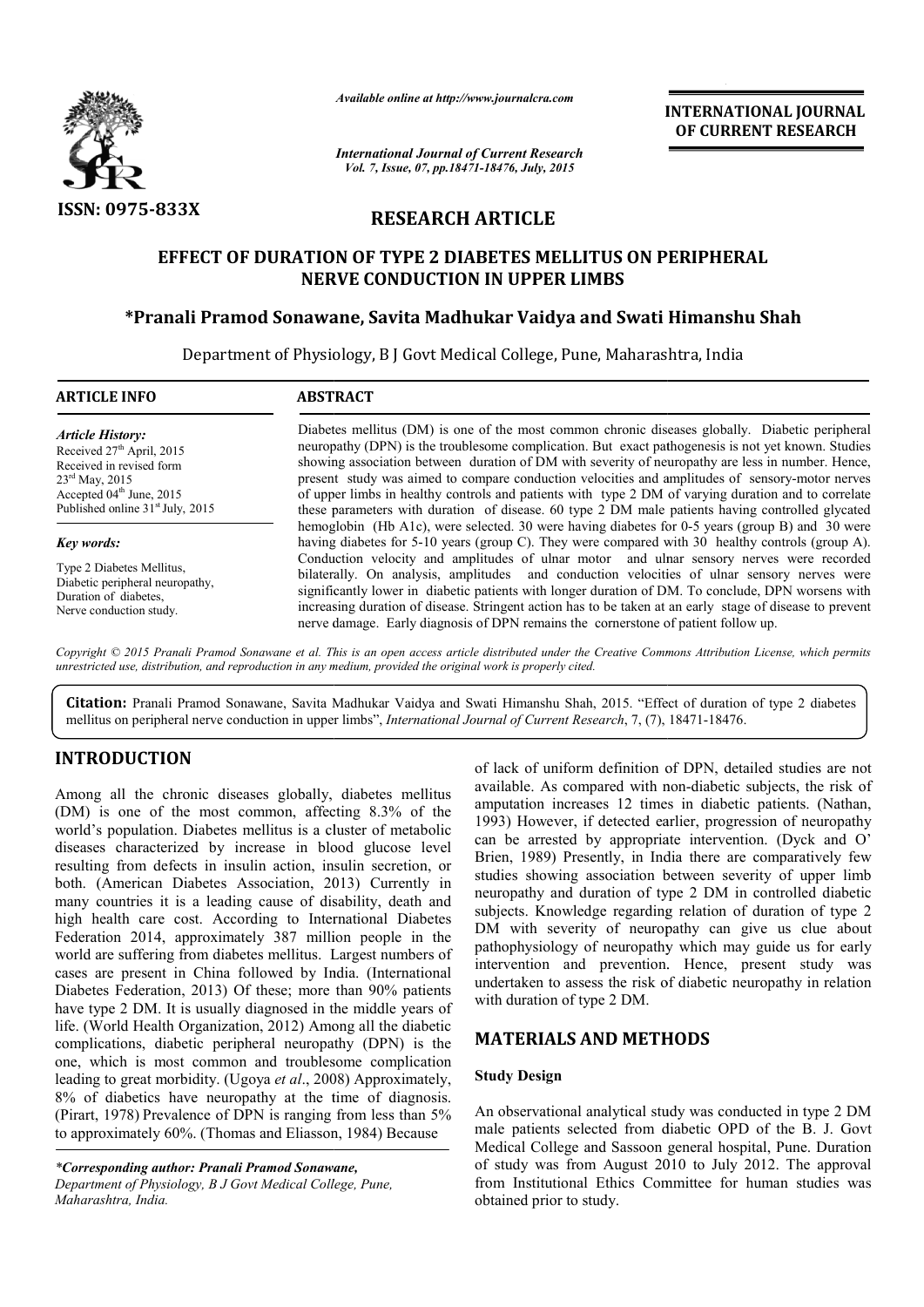ISSN: 0975-833X

*Available online at http://www.journalcra.com*

*International Journal of Current Research*
*Vol. 7, Issue, 07, pp.18471-18476, July, 2015*

**INTERNATIONAL JOURNAL OF CURRENT RESEARCH**

## RESEARCH ARTICLE

# EFFECT OF DURATION OF TYPE 2 DIABETES MELLITUS ON PERIPHERAL NERVE CONDUCTION IN UPPER LIMBS

**\*Pranali Pramod Sonawane, Savita Madhukar Vaidya and Swati Himanshu Shah**

Department of Physiology, B J Govt Medical College, Pune, Maharashtra, India

**ARTICLE INFO**

*Article History:*
Received 27th April, 2015
Received in revised form
23rd May, 2015
Accepted 04th June, 2015
Published online 31st July, 2015

*Key words:*
Type 2 Diabetes Mellitus,
Diabetic peripheral neuropathy,
Duration of diabetes,
Nerve conduction study.

**ABSTRACT**

Diabetes mellitus (DM) is one of the most common chronic diseases globally. Diabetic peripheral neuropathy (DPN) is the troublesome complication. But exact pathogenesis is not yet known. Studies showing association between duration of DM with severity of neuropathy are less in number. Hence, present study was aimed to compare conduction velocities and amplitudes of sensory-motor nerves of upper limbs in healthy controls and patients with type 2 DM of varying duration and to correlate these parameters with duration of disease. 60 type 2 DM male patients having controlled glycated hemoglobin (Hb A1c), were selected. 30 were having diabetes for 0-5 years (group B) and 30 were having diabetes for 5-10 years (group C). They were compared with 30 healthy controls (group A). Conduction velocity and amplitudes of ulnar motor and ulnar sensory nerves were recorded bilaterally. On analysis, amplitudes and conduction velocities of ulnar sensory nerves were significantly lower in diabetic patients with longer duration of DM. To conclude, DPN worsens with increasing duration of disease. Stringent action has to be taken at an early stage of disease to prevent nerve damage. Early diagnosis of DPN remains the cornerstone of patient follow up.

*Copyright © 2015 Pranali Pramod Sonawane et al. This is an open access article distributed under the Creative Commons Attribution License, which permits unrestricted use, distribution, and reproduction in any medium, provided the original work is properly cited.*

**Citation:** Pranali Pramod Sonawane, Savita Madhukar Vaidya and Swati Himanshu Shah, 2015. "Effect of duration of type 2 diabetes mellitus on peripheral nerve conduction in upper limbs", *International Journal of Current Research*, 7, (7), 18471-18476.

## INTRODUCTION

Among all the chronic diseases globally, diabetes mellitus (DM) is one of the most common, affecting 8.3% of the world's population. Diabetes mellitus is a cluster of metabolic diseases characterized by increase in blood glucose level resulting from defects in insulin action, insulin secretion, or both. (American Diabetes Association, 2013) Currently in many countries it is a leading cause of disability, death and high health care cost. According to International Diabetes Federation 2014, approximately 387 million people in the world are suffering from diabetes mellitus. Largest numbers of cases are present in China followed by India. (International Diabetes Federation, 2013) Of these; more than 90% patients have type 2 DM. It is usually diagnosed in the middle years of life. (World Health Organization, 2012) Among all the diabetic complications, diabetic peripheral neuropathy (DPN) is the one, which is most common and troublesome complication leading to great morbidity. (Ugoya *et al*., 2008) Approximately, 8% of diabetics have neuropathy at the time of diagnosis. (Pirart, 1978) Prevalence of DPN is ranging from less than 5% to approximately 60%. (Thomas and Eliasson, 1984) Because of lack of uniform definition of DPN, detailed studies are not available. As compared with non-diabetic subjects, the risk of amputation increases 12 times in diabetic patients. (Nathan, 1993) However, if detected earlier, progression of neuropathy can be arrested by appropriate intervention. (Dyck and O' Brien, 1989) Presently, in India there are comparatively few studies showing association between severity of upper limb neuropathy and duration of type 2 DM in controlled diabetic subjects. Knowledge regarding relation of duration of type 2 DM with severity of neuropathy can give us clue about pathophysiology of neuropathy which may guide us for early intervention and prevention. Hence, present study was undertaken to assess the risk of diabetic neuropathy in relation with duration of type 2 DM.

## MATERIALS AND METHODS

### Study Design

An observational analytical study was conducted in type 2 DM male patients selected from diabetic OPD of the B. J. Govt Medical College and Sassoon general hospital, Pune. Duration of study was from August 2010 to July 2012. The approval from Institutional Ethics Committee for human studies was obtained prior to study.

*\*Corresponding author: Pranali Pramod Sonawane,*
*Department of Physiology, B J Govt Medical College, Pune, Maharashtra, India.*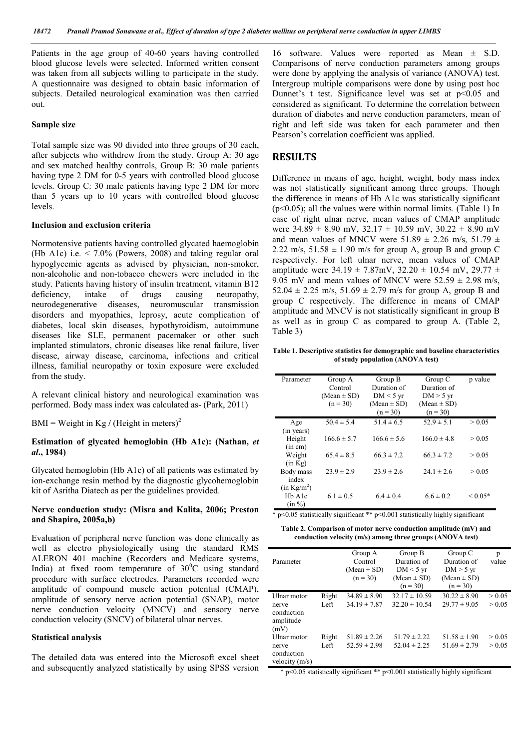Patients in the age group of 40-60 years having controlled blood glucose levels were selected. Informed written consent was taken from all subjects willing to participate in the study. A questionnaire was designed to obtain basic information of subjects. Detailed neurological examination was then carried out.

### Sample size

Total sample size was 90 divided into three groups of 30 each, after subjects who withdrew from the study. Group A: 30 age and sex matched healthy controls, Group B: 30 male patients having type 2 DM for 0-5 years with controlled blood glucose levels. Group C: 30 male patients having type 2 DM for more than 5 years up to 10 years with controlled blood glucose levels.

### Inclusion and exclusion criteria

Normotensive patients having controlled glycated haemoglobin (Hb A1c) i.e. < 7.0% (Powers, 2008) and taking regular oral hypoglycemic agents as advised by physician, non-smoker, non-alcoholic and non-tobacco chewers were included in the study. Patients having history of insulin treatment, vitamin B12 deficiency, intake of drugs causing neuropathy, neurodegenerative diseases, neuromuscular transmission disorders and myopathies, leprosy, acute complication of diabetes, local skin diseases, hypothyroidism, autoimmune diseases like SLE, permanent pacemaker or other such implanted stimulators, chronic diseases like renal failure, liver disease, airway disease, carcinoma, infections and critical illness, familial neuropathy or toxin exposure were excluded from the study.

A relevant clinical history and neurological examination was performed. Body mass index was calculated as- (Park, 2011)

$$BMI = \text{Weight in Kg} / (\text{Height in meters})^2$$

### Estimation of glycated hemoglobin (Hb A1c): (Nathan, *et al*., 1984)

Glycated hemoglobin (Hb A1c) of all patients was estimated by ion-exchange resin method by the diagnostic glycohemoglobin kit of Asritha Diatech as per the guidelines provided.

### Nerve conduction study: (Misra and Kalita, 2006; Preston and Shapiro, 2005a,b)

Evaluation of peripheral nerve function was done clinically as well as electro physiologically using the standard RMS ALERON 401 machine (Recorders and Medicare systems, India) at fixed room temperature of $30^0$C using standard procedure with surface electrodes. Parameters recorded were amplitude of compound muscle action potential (CMAP), amplitude of sensory nerve action potential (SNAP), motor nerve conduction velocity (MNCV) and sensory nerve conduction velocity (SNCV) of bilateral ulnar nerves.

### Statistical analysis

The detailed data was entered into the Microsoft excel sheet and subsequently analyzed statistically by using SPSS version 16 software. Values were reported as Mean ± S.D. Comparisons of nerve conduction parameters among groups were done by applying the analysis of variance (ANOVA) test. Intergroup multiple comparisons were done by using post hoc Dunnet's t test. Significance level was set at $p<0.05$ and considered as significant. To determine the correlation between duration of diabetes and nerve conduction parameters, mean of right and left side was taken for each parameter and then Pearson's correlation coefficient was applied.

## RESULTS

Difference in means of age, height, weight, body mass index was not statistically significant among three groups. Though the difference in means of Hb A1c was statistically significant ($p<0.05$); all the values were within normal limits. (Table 1) In case of right ulnar nerve, mean values of CMAP amplitude were 34.89 ± 8.90 mV, 32.17 ± 10.59 mV, 30.22 ± 8.90 mV and mean values of MNCV were 51.89 ± 2.26 m/s, 51.79 ± 2.22 m/s, 51.58 ± 1.90 m/s for group A, group B and group C respectively. For left ulnar nerve, mean values of CMAP amplitude were 34.19 ± 7.87mV, 32.20 ± 10.54 mV, 29.77 ± 9.05 mV and mean values of MNCV were 52.59 ± 2.98 m/s, 52.04 ± 2.25 m/s, 51.69 ± 2.79 m/s for group A, group B and group C respectively. The difference in means of CMAP amplitude and MNCV is not statistically significant in group B as well as in group C as compared to group A. (Table 2, Table 3)

**Table 1. Descriptive statistics for demographic and baseline characteristics of study population (ANOVA test)**

| Parameter | Group A Control (Mean ± SD) (n = 30) | Group B Duration of DM < 5 yr (Mean ± SD) (n = 30) | Group C Duration of DM > 5 yr (Mean ± SD) (n = 30) | p value |
|---|---|---|---|---|
| Age (in years) | 50.4 ± 5.4 | 51.4 ± 6.5 | 52.9 ± 5.1 | > 0.05 |
| Height (in cm) | 166.6 ± 5.7 | 166.6 ± 5.6 | 166.0 ± 4.8 | > 0.05 |
| Weight (in Kg) | 65.4 ± 8.5 | 66.3 ± 7.2 | 66.3 ± 7.2 | > 0.05 |
| Body mass index (in Kg/m$^2$) | 23.9 ± 2.9 | 23.9 ± 2.6 | 24.1 ± 2.6 | > 0.05 |
| Hb A1c (in %) | 6.1 ± 0.5 | 6.4 ± 0.4 | 6.6 ± 0.2 | < 0.05* |

\* $p<0.05$ statistically significant ** $p<0.001$ statistically highly significant

**Table 2. Comparison of motor nerve conduction amplitude (mV) and conduction velocity (m/s) among three groups (ANOVA test)**

| Parameter | | Group A Control (Mean ± SD) (n = 30) | Group B Duration of DM < 5 yr (Mean ± SD) (n = 30) | Group C Duration of DM > 5 yr (Mean ± SD) (n = 30) | p value |
|---|---|---|---|---|---|
| Ulnar motor nerve conduction amplitude (mV) | Right | 34.89 ± 8.90 | 32.17 ± 10.59 | 30.22 ± 8.90 | > 0.05 |
| | Left | 34.19 ± 7.87 | 32.20 ± 10.54 | 29.77 ± 9.05 | > 0.05 |
| Ulnar motor nerve conduction velocity (m/s) | Right | 51.89 ± 2.26 | 51.79 ± 2.22 | 51.58 ± 1.90 | > 0.05 |
| | Left | 52.59 ± 2.98 | 52.04 ± 2.25 | 51.69 ± 2.79 | > 0.05 |

\* $p<0.05$ statistically significant ** $p<0.001$ statistically highly significant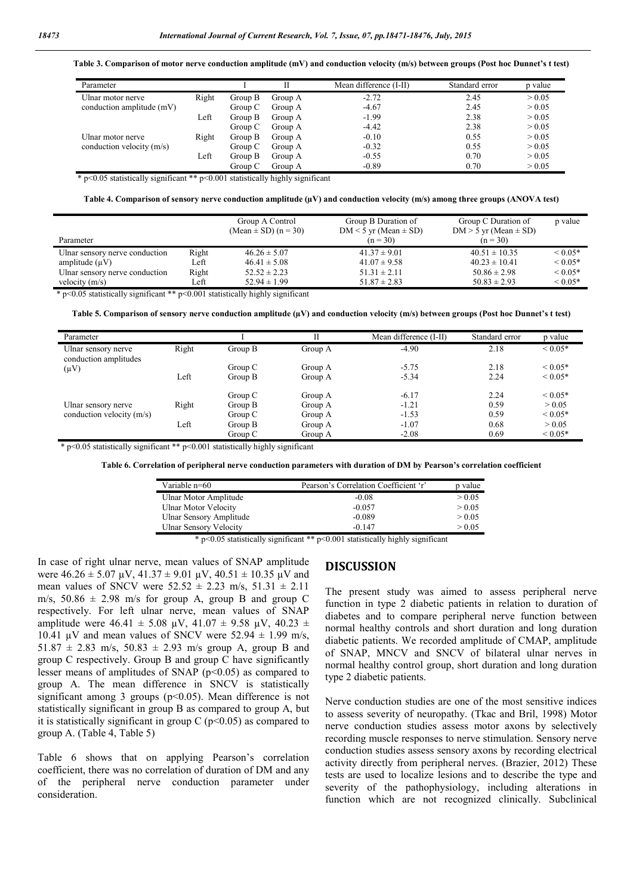**Table 3. Comparison of motor nerve conduction amplitude (mV) and conduction velocity (m/s) between groups (Post hoc Dunnet's t test)**

| Parameter | | I | II | Mean difference (I-II) | Standard error | p value |
|---|---|---|---|---|---|---|
| Ulnar motor nerve conduction amplitude (mV) | Right | Group B | Group A | -2.72 | 2.45 | > 0.05 |
| | | Group C | Group A | -4.67 | 2.45 | > 0.05 |
| | Left | Group B | Group A | -1.99 | 2.38 | > 0.05 |
| | | Group C | Group A | -4.42 | 2.38 | > 0.05 |
| Ulnar motor nerve conduction velocity (m/s) | Right | Group B | Group A | -0.10 | 0.55 | > 0.05 |
| | | Group C | Group A | -0.32 | 0.55 | > 0.05 |
| | Left | Group B | Group A | -0.55 | 0.70 | > 0.05 |
| | | Group C | Group A | -0.89 | 0.70 | > 0.05 |

\* $p<0.05$ statistically significant \*\* $p<0.001$ statistically highly significant

**Table 4. Comparison of sensory nerve conduction amplitude (μV) and conduction velocity (m/s) among three groups (ANOVA test)**

| Parameter | | Group A Control (Mean ± SD) (n = 30) | Group B Duration of DM < 5 yr (Mean ± SD) (n = 30) | Group C Duration of DM > 5 yr (Mean ± SD) (n = 30) | p value |
|---|---|---|---|---|---|
| Ulnar sensory nerve conduction amplitude (μV) | Right | 46.26 ± 5.07 | 41.37 ± 9.01 | 40.51 ± 10.35 | < 0.05* |
| | Left | 46.41 ± 5.08 | 41.07 ± 9.58 | 40.23 ± 10.41 | < 0.05* |
| Ulnar sensory nerve conduction velocity (m/s) | Right | 52.52 ± 2.23 | 51.31 ± 2.11 | 50.86 ± 2.98 | < 0.05* |
| | Left | 52.94 ± 1.99 | 51.87 ± 2.83 | 50.83 ± 2.93 | < 0.05* |

\* $p<0.05$ statistically significant \*\* $p<0.001$ statistically highly significant

**Table 5. Comparison of sensory nerve conduction amplitude (μV) and conduction velocity (m/s) between groups (Post hoc Dunnet's t test)**

| Parameter | | I | II | Mean difference (I-II) | Standard error | p value |
|---|---|---|---|---|---|---|
| Ulnar sensory nerve conduction amplitudes (μV) | Right | Group B | Group A | -4.90 | 2.18 | < 0.05* |
| | | Group C | Group A | -5.75 | 2.18 | < 0.05* |
| | Left | Group B | Group A | -5.34 | 2.24 | < 0.05* |
| | | Group C | Group A | -6.17 | 2.24 | < 0.05* |
| Ulnar sensory nerve conduction velocity (m/s) | Right | Group B | Group A | -1.21 | 0.59 | > 0.05 |
| | | Group C | Group A | -1.53 | 0.59 | < 0.05* |
| | Left | Group B | Group A | -1.07 | 0.68 | > 0.05 |
| | | Group C | Group A | -2.08 | 0.69 | < 0.05* |

\* $p<0.05$ statistically significant \*\* $p<0.001$ statistically highly significant

**Table 6. Correlation of peripheral nerve conduction parameters with duration of DM by Pearson's correlation coefficient**

| Variable n=60 | Pearson's Correlation Coefficient 'r' | p value |
|---|---|---|
| Ulnar Motor Amplitude | -0.08 | > 0.05 |
| Ulnar Motor Velocity | -0.057 | > 0.05 |
| Ulnar Sensory Amplitude | -0.089 | > 0.05 |
| Ulnar Sensory Velocity | -0.147 | > 0.05 |

\* $p<0.05$ statistically significant \*\* $p<0.001$ statistically highly significant

In case of right ulnar nerve, mean values of SNAP amplitude were 46.26 ± 5.07 μV, 41.37 ± 9.01 μV, 40.51 ± 10.35 μV and mean values of SNCV were 52.52 ± 2.23 m/s, 51.31 ± 2.11 m/s, 50.86 ± 2.98 m/s for group A, group B and group C respectively. For left ulnar nerve, mean values of SNAP amplitude were 46.41 ± 5.08 μV, 41.07 ± 9.58 μV, 40.23 ± 10.41 μV and mean values of SNCV were 52.94 ± 1.99 m/s, 51.87 ± 2.83 m/s, 50.83 ± 2.93 m/s group A, group B and group C respectively. Group B and group C have significantly lesser means of amplitudes of SNAP ($p<0.05$) as compared to group A. The mean difference in SNCV is statistically significant among 3 groups ($p<0.05$). Mean difference is not statistically significant in group B as compared to group A, but it is statistically significant in group C ($p<0.05$) as compared to group A. (Table 4, Table 5)

Table 6 shows that on applying Pearson's correlation coefficient, there was no correlation of duration of DM and any of the peripheral nerve conduction parameter under consideration.

## DISCUSSION

The present study was aimed to assess peripheral nerve function in type 2 diabetic patients in relation to duration of diabetes and to compare peripheral nerve function between normal healthy controls and short duration and long duration diabetic patients. We recorded amplitude of CMAP, amplitude of SNAP, MNCV and SNCV of bilateral ulnar nerves in normal healthy control group, short duration and long duration type 2 diabetic patients.

Nerve conduction studies are one of the most sensitive indices to assess severity of neuropathy. (Tkac and Bril, 1998) Motor nerve conduction studies assess motor axons by selectively recording muscle responses to nerve stimulation. Sensory nerve conduction studies assess sensory axons by recording electrical activity directly from peripheral nerves. (Brazier, 2012) These tests are used to localize lesions and to describe the type and severity of the pathophysiology, including alterations in function which are not recognized clinically. Subclinical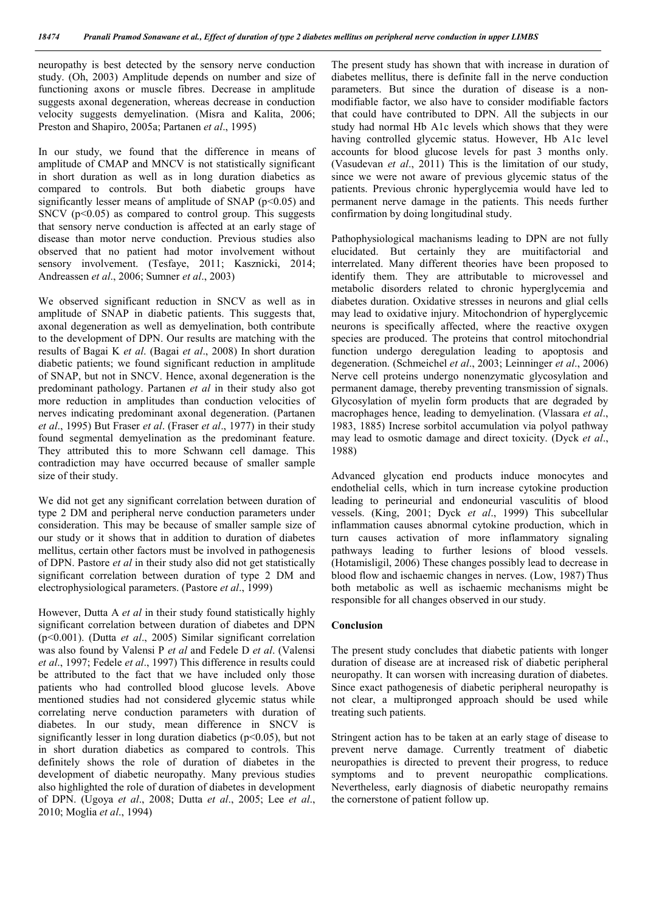neuropathy is best detected by the sensory nerve conduction study. (Oh, 2003) Amplitude depends on number and size of functioning axons or muscle fibres. Decrease in amplitude suggests axonal degeneration, whereas decrease in conduction velocity suggests demyelination. (Misra and Kalita, 2006; Preston and Shapiro, 2005a; Partanen *et al*., 1995)

In our study, we found that the difference in means of amplitude of CMAP and MNCV is not statistically significant in short duration as well as in long duration diabetics as compared to controls. But both diabetic groups have significantly lesser means of amplitude of SNAP ($p<0.05$) and SNCV ($p<0.05$) as compared to control group. This suggests that sensory nerve conduction is affected at an early stage of disease than motor nerve conduction. Previous studies also observed that no patient had motor involvement without sensory involvement. (Tesfaye, 2011; Kasznicki, 2014; Andreassen *et al*., 2006; Sumner *et al*., 2003)

We observed significant reduction in SNCV as well as in amplitude of SNAP in diabetic patients. This suggests that, axonal degeneration as well as demyelination, both contribute to the development of DPN. Our results are matching with the results of Bagai K *et al*. (Bagai *et al*., 2008) In short duration diabetic patients; we found significant reduction in amplitude of SNAP, but not in SNCV. Hence, axonal degeneration is the predominant pathology. Partanen *et al* in their study also got more reduction in amplitudes than conduction velocities of nerves indicating predominant axonal degeneration. (Partanen *et al*., 1995) But Fraser *et al*. (Fraser *et al*., 1977) in their study found segmental demyelination as the predominant feature. They attributed this to more Schwann cell damage. This contradiction may have occurred because of smaller sample size of their study.

We did not get any significant correlation between duration of type 2 DM and peripheral nerve conduction parameters under consideration. This may be because of smaller sample size of our study or it shows that in addition to duration of diabetes mellitus, certain other factors must be involved in pathogenesis of DPN. Pastore *et al* in their study also did not get statistically significant correlation between duration of type 2 DM and electrophysiological parameters. (Pastore *et al*., 1999)

However, Dutta A *et al* in their study found statistically highly significant correlation between duration of diabetes and DPN ($p<0.001$). (Dutta *et al*., 2005) Similar significant correlation was also found by Valensi P *et al* and Fedele D *et al*. (Valensi *et al*., 1997; Fedele *et al*., 1997) This difference in results could be attributed to the fact that we have included only those patients who had controlled blood glucose levels. Above mentioned studies had not considered glycemic status while correlating nerve conduction parameters with duration of diabetes. In our study, mean difference in SNCV is significantly lesser in long duration diabetics ($p<0.05$), but not in short duration diabetics as compared to controls. This definitely shows the role of duration of diabetes in the development of diabetic neuropathy. Many previous studies also highlighted the role of duration of diabetes in development of DPN. (Ugoya *et al*., 2008; Dutta *et al*., 2005; Lee *et al*., 2010; Moglia *et al*., 1994)

The present study has shown that with increase in duration of diabetes mellitus, there is definite fall in the nerve conduction parameters. But since the duration of disease is a non-modifiable factor, we also have to consider modifiable factors that could have contributed to DPN. All the subjects in our study had normal Hb A1c levels which shows that they were having controlled glycemic status. However, Hb A1c level accounts for blood glucose levels for past 3 months only. (Vasudevan *et al*., 2011) This is the limitation of our study, since we were not aware of previous glycemic status of the patients. Previous chronic hyperglycemia would have led to permanent nerve damage in the patients. This needs further confirmation by doing longitudinal study.

Pathophysiological machanisms leading to DPN are not fully elucidated. But certainly they are muitifactorial and interrelated. Many different theories have been proposed to identify them. They are attributable to microvessel and metabolic disorders related to chronic hyperglycemia and diabetes duration. Oxidative stresses in neurons and glial cells may lead to oxidative injury. Mitochondrion of hyperglycemic neurons is specifically affected, where the reactive oxygen species are produced. The proteins that control mitochondrial function undergo deregulation leading to apoptosis and degeneration. (Schmeichel *et al*., 2003; Leinninger *et al*., 2006) Nerve cell proteins undergo nonenzymatic glycosylation and permanent damage, thereby preventing transmission of signals. Glycosylation of myelin form products that are degraded by macrophages hence, leading to demyelination. (Vlassara *et al*., 1983, 1885) Increse sorbitol accumulation via polyol pathway may lead to osmotic damage and direct toxicity. (Dyck *et al*., 1988)

Advanced glycation end products induce monocytes and endothelial cells, which in turn increase cytokine production leading to perineurial and endoneurial vasculitis of blood vessels. (King, 2001; Dyck *et al*., 1999) This subcellular inflammation causes abnormal cytokine production, which in turn causes activation of more inflammatory signaling pathways leading to further lesions of blood vessels. (Hotamisligil, 2006) These changes possibly lead to decrease in blood flow and ischaemic changes in nerves. (Low, 1987) Thus both metabolic as well as ischaemic mechanisms might be responsible for all changes observed in our study.

## Conclusion

The present study concludes that diabetic patients with longer duration of disease are at increased risk of diabetic peripheral neuropathy. It can worsen with increasing duration of diabetes. Since exact pathogenesis of diabetic peripheral neuropathy is not clear, a multipronged approach should be used while treating such patients.

Stringent action has to be taken at an early stage of disease to prevent nerve damage. Currently treatment of diabetic neuropathies is directed to prevent their progress, to reduce symptoms and to prevent neuropathic complications. Nevertheless, early diagnosis of diabetic neuropathy remains the cornerstone of patient follow up.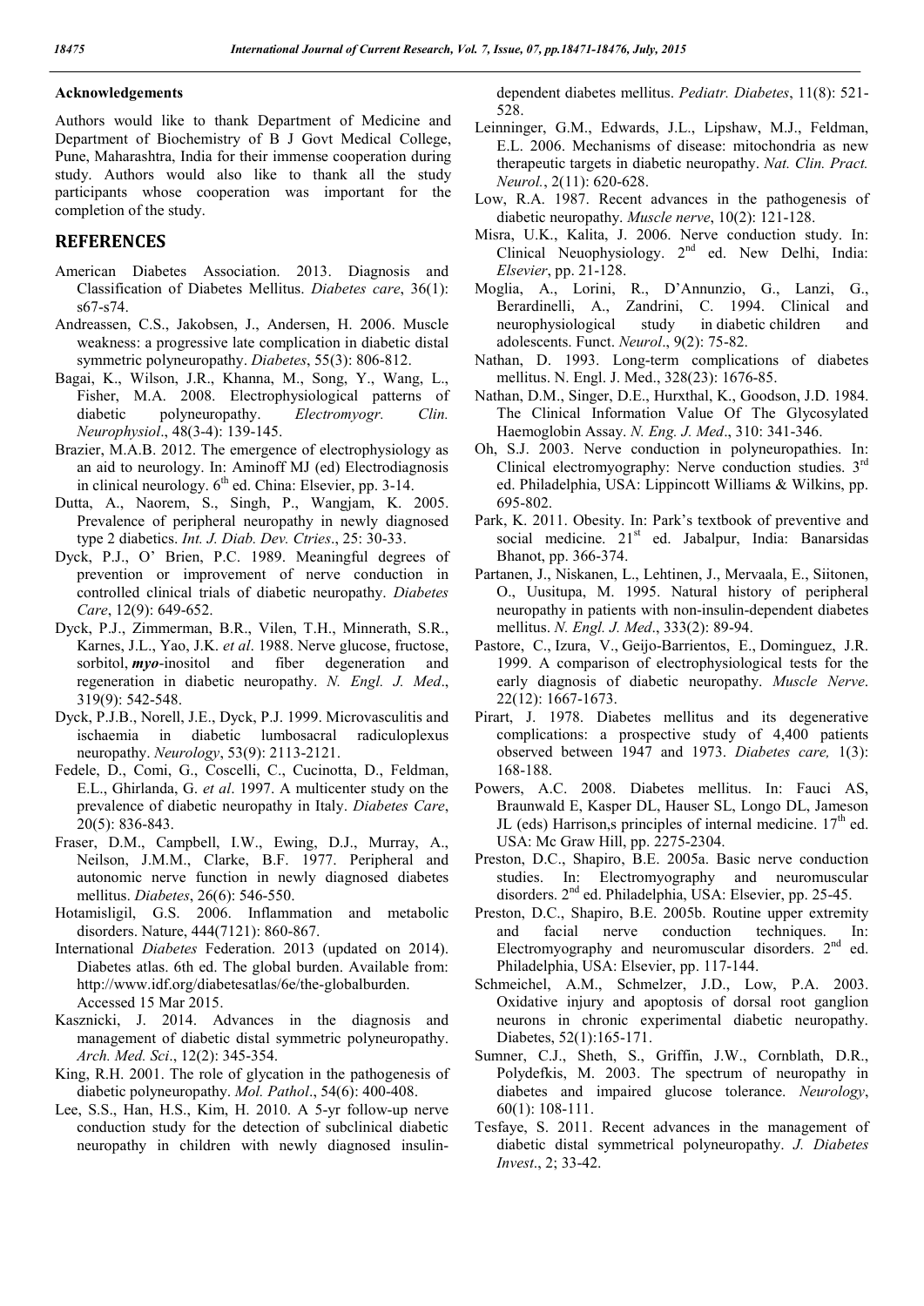### Acknowledgements

Authors would like to thank Department of Medicine and Department of Biochemistry of B J Govt Medical College, Pune, Maharashtra, India for their immense cooperation during study. Authors would also like to thank all the study participants whose cooperation was important for the completion of the study.

## REFERENCES

- American Diabetes Association. 2013. Diagnosis and Classification of Diabetes Mellitus. *Diabetes care*, 36(1): s67-s74.
- Andreassen, C.S., Jakobsen, J., Andersen, H. 2006. Muscle weakness: a progressive late complication in diabetic distal symmetric polyneuropathy. *Diabetes*, 55(3): 806-812.
- Bagai, K., Wilson, J.R., Khanna, M., Song, Y., Wang, L., Fisher, M.A. 2008. Electrophysiological patterns of diabetic polyneuropathy. *Electromyogr. Clin. Neurophysiol*., 48(3-4): 139-145.
- Brazier, M.A.B. 2012. The emergence of electrophysiology as an aid to neurology. In: Aminoff MJ (ed) Electrodiagnosis in clinical neurology. 6th ed. China: Elsevier, pp. 3-14.
- Dutta, A., Naorem, S., Singh, P., Wangjam, K. 2005. Prevalence of peripheral neuropathy in newly diagnosed type 2 diabetics. *Int. J. Diab. Dev. Ctries*., 25: 30-33.
- Dyck, P.J., O' Brien, P.C. 1989. Meaningful degrees of prevention or improvement of nerve conduction in controlled clinical trials of diabetic neuropathy. *Diabetes Care*, 12(9): 649-652.
- Dyck, P.J., Zimmerman, B.R., Vilen, T.H., Minnerath, S.R., Karnes, J.L., Yao, J.K. *et al*. 1988. Nerve glucose, fructose, sorbitol, ***myo***-inositol and fiber degeneration and regeneration in diabetic neuropathy. *N. Engl. J. Med*., 319(9): 542-548.
- Dyck, P.J.B., Norell, J.E., Dyck, P.J. 1999. Microvasculitis and ischaemia in diabetic lumbosacral radiculoplexus neuropathy. *Neurology*, 53(9): 2113-2121.
- Fedele, D., Comi, G., Coscelli, C., Cucinotta, D., Feldman, E.L., Ghirlanda, G. *et al*. 1997. A multicenter study on the prevalence of diabetic neuropathy in Italy. *Diabetes Care*, 20(5): 836-843.
- Fraser, D.M., Campbell, I.W., Ewing, D.J., Murray, A., Neilson, J.M.M., Clarke, B.F. 1977. Peripheral and autonomic nerve function in newly diagnosed diabetes mellitus. *Diabetes*, 26(6): 546-550.
- Hotamisligil, G.S. 2006. Inflammation and metabolic disorders. Nature, 444(7121): 860-867.
- International *Diabetes* Federation. 2013 (updated on 2014). Diabetes atlas. 6th ed. The global burden. Available from: http://www.idf.org/diabetesatlas/6e/the-globalburden. Accessed 15 Mar 2015.
- Kasznicki, J. 2014. Advances in the diagnosis and management of diabetic distal symmetric polyneuropathy. *Arch. Med. Sci*., 12(2): 345-354.
- King, R.H. 2001. The role of glycation in the pathogenesis of diabetic polyneuropathy. *Mol. Pathol*., 54(6): 400-408.
- Lee, S.S., Han, H.S., Kim, H. 2010. A 5-yr follow-up nerve conduction study for the detection of subclinical diabetic neuropathy in children with newly diagnosed insulin-dependent diabetes mellitus. *Pediatr. Diabetes*, 11(8): 521-528.
- Leinninger, G.M., Edwards, J.L., Lipshaw, M.J., Feldman, E.L. 2006. Mechanisms of disease: mitochondria as new therapeutic targets in diabetic neuropathy. *Nat. Clin. Pract. Neurol.*, 2(11): 620-628.
- Low, R.A. 1987. Recent advances in the pathogenesis of diabetic neuropathy. *Muscle nerve*, 10(2): 121-128.
- Misra, U.K., Kalita, J. 2006. Nerve conduction study. In: Clinical Neuophysiology. 2nd ed. New Delhi, India: *Elsevier*, pp. 21-128.
- Moglia, A., Lorini, R., D'Annunzio, G., Lanzi, G., Berardinelli, A., Zandrini, C. 1994. Clinical and neurophysiological study in diabetic children and adolescents. Funct. *Neurol*., 9(2): 75-82.
- Nathan, D. 1993. Long-term complications of diabetes mellitus. N. Engl. J. Med., 328(23): 1676-85.
- Nathan, D.M., Singer, D.E., Hurxthal, K., Goodson, J.D. 1984. The Clinical Information Value Of The Glycosylated Haemoglobin Assay. *N. Eng. J. Med*., 310: 341-346.
- Oh, S.J. 2003. Nerve conduction in polyneuropathies. In: Clinical electromyography: Nerve conduction studies. 3rd ed. Philadelphia, USA: Lippincott Williams & Wilkins, pp. 695-802.
- Park, K. 2011. Obesity. In: Park's textbook of preventive and social medicine. 21st ed. Jabalpur, India: Banarsidas Bhanot, pp. 366-374.
- Partanen, J., Niskanen, L., Lehtinen, J., Mervaala, E., Siitonen, O., Uusitupa, M. 1995. Natural history of peripheral neuropathy in patients with non-insulin-dependent diabetes mellitus. *N. Engl. J. Med*., 333(2): 89-94.
- Pastore, C., Izura, V., Geijo-Barrientos, E., Dominguez, J.R. 1999. A comparison of electrophysiological tests for the early diagnosis of diabetic neuropathy. *Muscle Nerve*. 22(12): 1667-1673.
- Pirart, J. 1978. Diabetes mellitus and its degenerative complications: a prospective study of 4,400 patients observed between 1947 and 1973. *Diabetes care,* 1(3): 168-188.
- Powers, A.C. 2008. Diabetes mellitus. In: Fauci AS, Braunwald E, Kasper DL, Hauser SL, Longo DL, Jameson JL (eds) Harrison,s principles of internal medicine. 17th ed. USA: Mc Graw Hill, pp. 2275-2304.
- Preston, D.C., Shapiro, B.E. 2005a. Basic nerve conduction studies. In: Electromyography and neuromuscular disorders. 2nd ed. Philadelphia, USA: Elsevier, pp. 25-45.
- Preston, D.C., Shapiro, B.E. 2005b. Routine upper extremity and facial nerve conduction techniques. In: Electromyography and neuromuscular disorders. 2nd ed. Philadelphia, USA: Elsevier, pp. 117-144.
- Schmeichel, A.M., Schmelzer, J.D., Low, P.A. 2003. Oxidative injury and apoptosis of dorsal root ganglion neurons in chronic experimental diabetic neuropathy. Diabetes, 52(1):165-171.
- Sumner, C.J., Sheth, S., Griffin, J.W., Cornblath, D.R., Polydefkis, M. 2003. The spectrum of neuropathy in diabetes and impaired glucose tolerance. *Neurology*, 60(1): 108-111.
- Tesfaye, S. 2011. Recent advances in the management of diabetic distal symmetrical polyneuropathy. *J. Diabetes Invest*., 2; 33-42.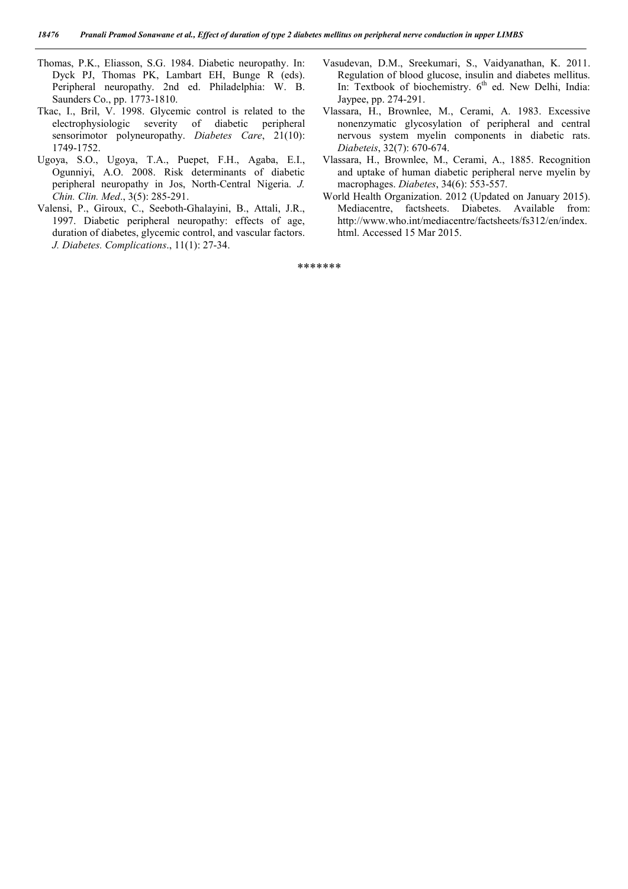Thomas, P.K., Eliasson, S.G. 1984. Diabetic neuropathy. In: Dyck PJ, Thomas PK, Lambart EH, Bunge R (eds). Peripheral neuropathy. 2nd ed. Philadelphia: W. B. Saunders Co., pp. 1773-1810.

Tkac, I., Bril, V. 1998. Glycemic control is related to the electrophysiologic severity of diabetic peripheral sensorimotor polyneuropathy. *Diabetes Care*, 21(10): 1749-1752.

Ugoya, S.O., Ugoya, T.A., Puepet, F.H., Agaba, E.I., Ogunniyi, A.O. 2008. Risk determinants of diabetic peripheral neuropathy in Jos, North-Central Nigeria. *J. Chin. Clin. Med*., 3(5): 285-291.

Valensi, P., Giroux, C., Seeboth-Ghalayini, B., Attali, J.R., 1997. Diabetic peripheral neuropathy: effects of age, duration of diabetes, glycemic control, and vascular factors. *J. Diabetes. Complications*., 11(1): 27-34.

Vasudevan, D.M., Sreekumari, S., Vaidyanathan, K. 2011. Regulation of blood glucose, insulin and diabetes mellitus. In: Textbook of biochemistry. 6th ed. New Delhi, India: Jaypee, pp. 274-291.

Vlassara, H., Brownlee, M., Cerami, A. 1983. Excessive nonenzymatic glycosylation of peripheral and central nervous system myelin components in diabetic rats. *Diabeteis*, 32(7): 670-674.

Vlassara, H., Brownlee, M., Cerami, A., 1885. Recognition and uptake of human diabetic peripheral nerve myelin by macrophages. *Diabetes*, 34(6): 553-557.

World Health Organization. 2012 (Updated on January 2015). Mediacentre, factsheets. Diabetes. Available from: http://www.who.int/mediacentre/factsheets/fs312/en/index.html. Accessed 15 Mar 2015.

*******